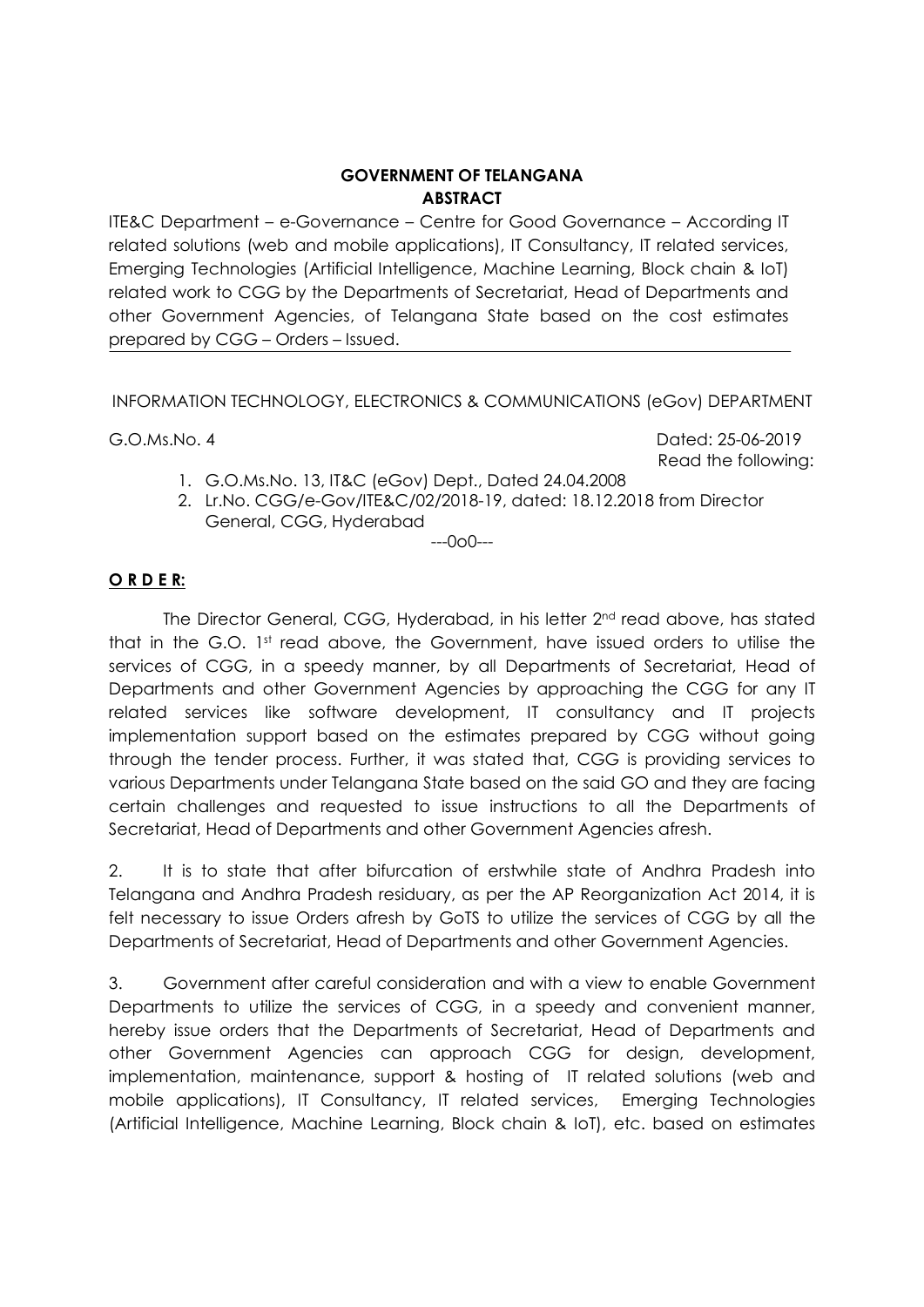**GOVERNMENT OF TELANGANA**
**ABSTRACT**

ITE&C Department – e-Governance – Centre for Good Governance – According IT related solutions (web and mobile applications), IT Consultancy, IT related services, Emerging Technologies (Artificial Intelligence, Machine Learning, Block chain & IoT) related work to CGG by the Departments of Secretariat, Head of Departments and other Government Agencies, of Telangana State based on the cost estimates prepared by CGG – Orders – Issued.

INFORMATION TECHNOLOGY, ELECTRONICS & COMMUNICATIONS (eGov) DEPARTMENT

G.O.Ms.No. 4 Dated: 25-06-2019

Read the following:

1. G.O.Ms.No. 13, IT&C (eGov) Dept., Dated 24.04.2008
2. Lr.No. CGG/e-Gov/ITE&C/02/2018-19, dated: 18.12.2018 from Director General, CGG, Hyderabad

---0o0---

**O R D E R:**

The Director General, CGG, Hyderabad, in his letter 2nd read above, has stated that in the G.O. 1st read above, the Government, have issued orders to utilise the services of CGG, in a speedy manner, by all Departments of Secretariat, Head of Departments and other Government Agencies by approaching the CGG for any IT related services like software development, IT consultancy and IT projects implementation support based on the estimates prepared by CGG without going through the tender process. Further, it was stated that, CGG is providing services to various Departments under Telangana State based on the said GO and they are facing certain challenges and requested to issue instructions to all the Departments of Secretariat, Head of Departments and other Government Agencies afresh.

2. It is to state that after bifurcation of erstwhile state of Andhra Pradesh into Telangana and Andhra Pradesh residuary, as per the AP Reorganization Act 2014, it is felt necessary to issue Orders afresh by GoTS to utilize the services of CGG by all the Departments of Secretariat, Head of Departments and other Government Agencies.

3. Government after careful consideration and with a view to enable Government Departments to utilize the services of CGG, in a speedy and convenient manner, hereby issue orders that the Departments of Secretariat, Head of Departments and other Government Agencies can approach CGG for design, development, implementation, maintenance, support & hosting of IT related solutions (web and mobile applications), IT Consultancy, IT related services, Emerging Technologies (Artificial Intelligence, Machine Learning, Block chain & IoT), etc. based on estimates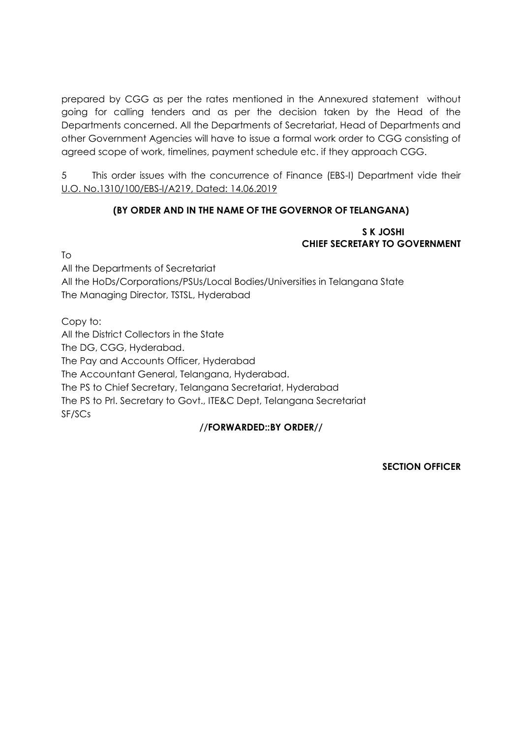prepared by CGG as per the rates mentioned in the Annexured statement without going for calling tenders and as per the decision taken by the Head of the Departments concerned. All the Departments of Secretariat, Head of Departments and other Government Agencies will have to issue a formal work order to CGG consisting of agreed scope of work, timelines, payment schedule etc. if they approach CGG.

5 This order issues with the concurrence of Finance (EBS-I) Department vide their U.O. No.1310/100/EBS-I/A219, Dated: 14.06.2019

**(BY ORDER AND IN THE NAME OF THE GOVERNOR OF TELANGANA)**

**S K JOSHI**
**CHIEF SECRETARY TO GOVERNMENT**

To
All the Departments of Secretariat
All the HoDs/Corporations/PSUs/Local Bodies/Universities in Telangana State
The Managing Director, TSTSL, Hyderabad

Copy to:
All the District Collectors in the State
The DG, CGG, Hyderabad.
The Pay and Accounts Officer, Hyderabad
The Accountant General, Telangana, Hyderabad.
The PS to Chief Secretary, Telangana Secretariat, Hyderabad
The PS to Prl. Secretary to Govt., ITE&C Dept, Telangana Secretariat
SF/SCs

**//FORWARDED::BY ORDER//**

**SECTION OFFICER**